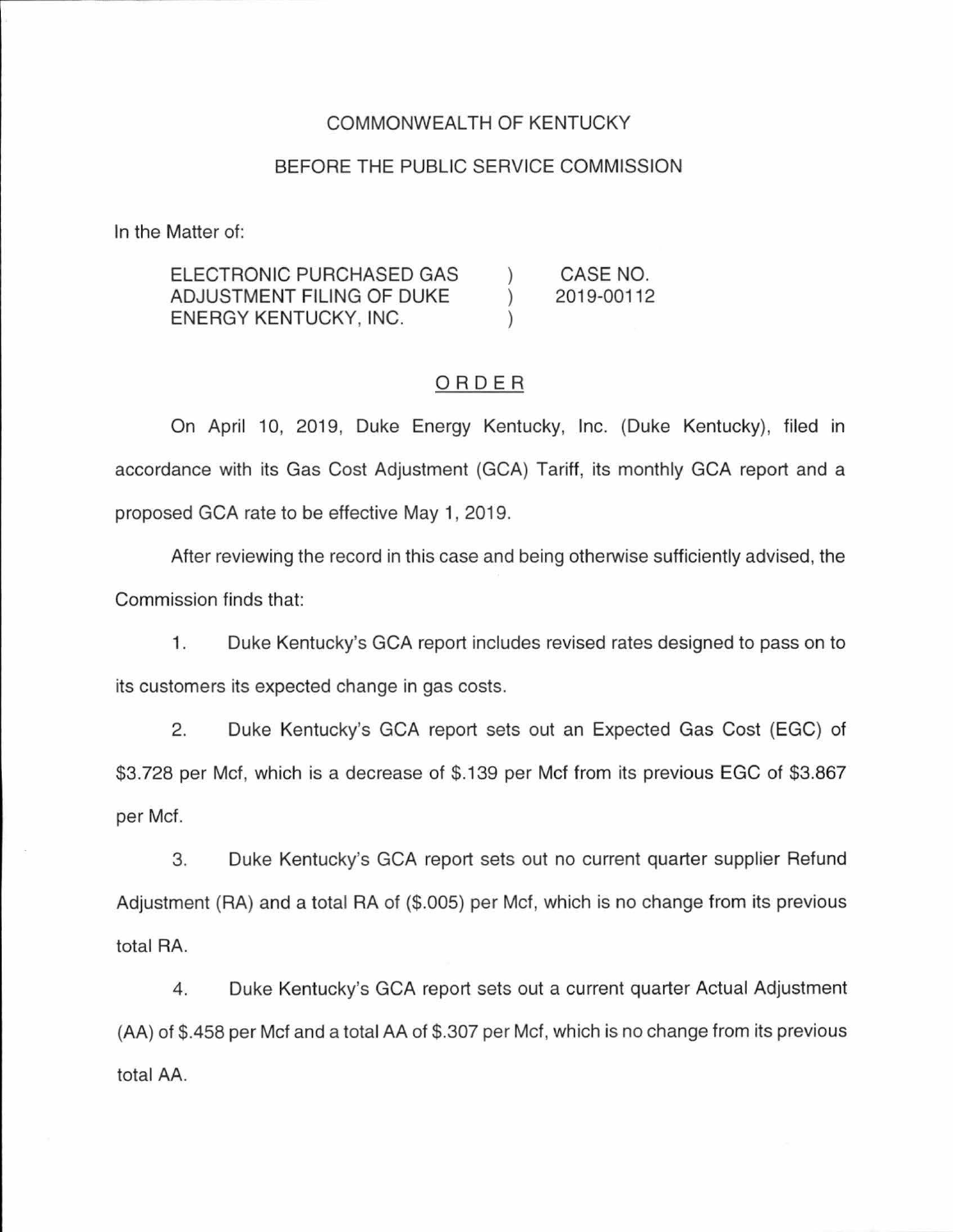COMMONWEALTH OF KENTUCKY

BEFORE THE PUBLIC SERVICE COMMISSION

In the Matter of:

| | | |
|---|---|---|
| ELECTRONIC PURCHASED GAS ADJUSTMENT FILING OF DUKE ENERGY KENTUCKY, INC. | ) ) ) | CASE NO. 2019-00112 |

## ORDER

On April 10, 2019, Duke Energy Kentucky, Inc. (Duke Kentucky), filed in accordance with its Gas Cost Adjustment (GCA) Tariff, its monthly GCA report and a proposed GCA rate to be effective May 1, 2019.

After reviewing the record in this case and being otherwise sufficiently advised, the Commission finds that:

1. Duke Kentucky's GCA report includes revised rates designed to pass on to its customers its expected change in gas costs.

2. Duke Kentucky's GCA report sets out an Expected Gas Cost (EGC) of $3.728 per Mcf, which is a decrease of $.139 per Mcf from its previous EGC of $3.867 per Mcf.

3. Duke Kentucky's GCA report sets out no current quarter supplier Refund Adjustment (RA) and a total RA of ($.005) per Mcf, which is no change from its previous total RA.

4. Duke Kentucky's GCA report sets out a current quarter Actual Adjustment (AA) of $.458 per Mcf and a total AA of $.307 per Mcf, which is no change from its previous total AA.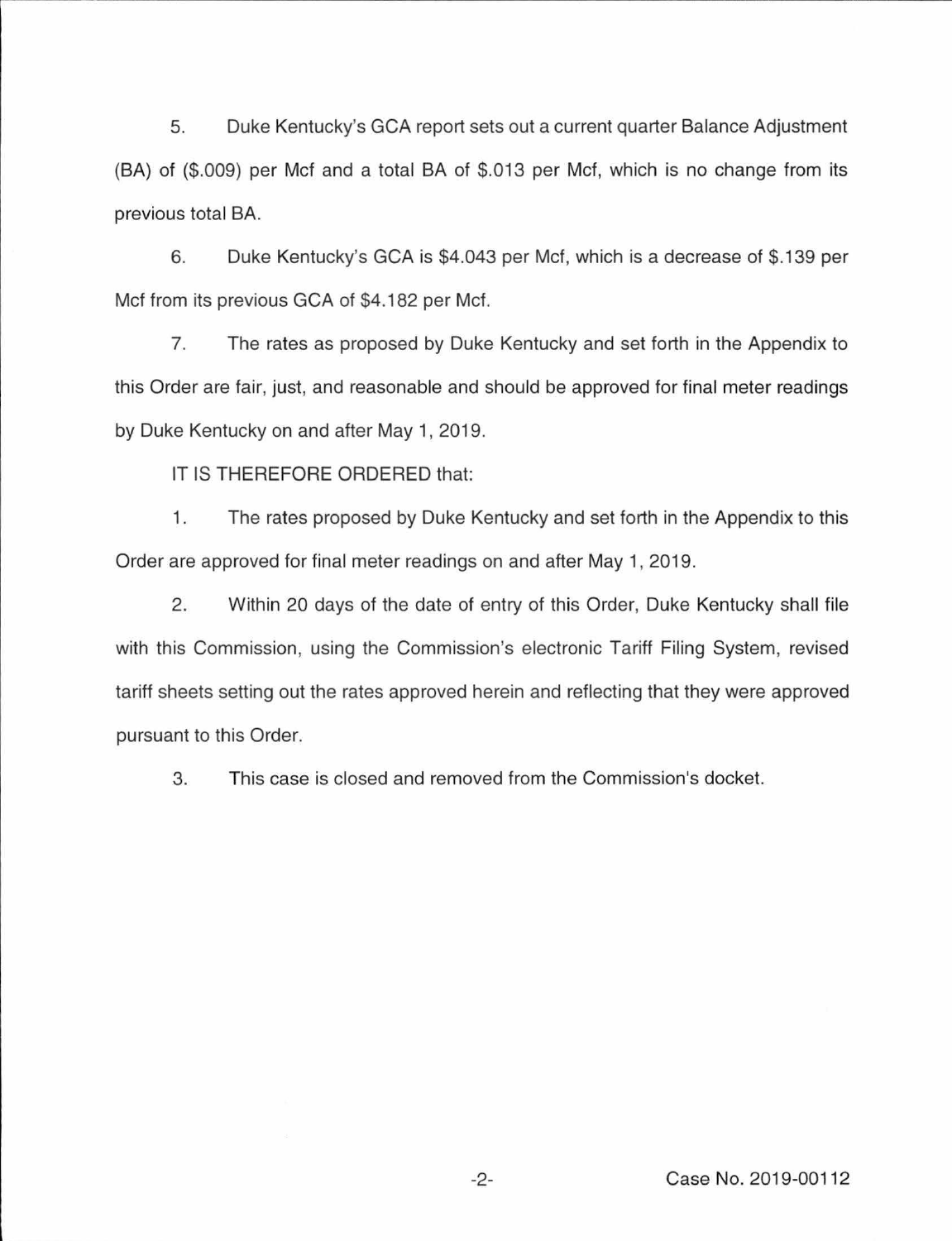5. Duke Kentucky's GCA report sets out a current quarter Balance Adjustment (BA) of ($.009) per Mcf and a total BA of $.013 per Mcf, which is no change from its previous total BA.

6. Duke Kentucky's GCA is $4.043 per Mcf, which is a decrease of $.139 per Mcf from its previous GCA of $4.182 per Mcf.

7. The rates as proposed by Duke Kentucky and set forth in the Appendix to this Order are fair, just, and reasonable and should be approved for final meter readings by Duke Kentucky on and after May 1, 2019.

IT IS THEREFORE ORDERED that:

1. The rates proposed by Duke Kentucky and set forth in the Appendix to this Order are approved for final meter readings on and after May 1, 2019.

2. Within 20 days of the date of entry of this Order, Duke Kentucky shall file with this Commission, using the Commission's electronic Tariff Filing System, revised tariff sheets setting out the rates approved herein and reflecting that they were approved pursuant to this Order.

3. This case is closed and removed from the Commission's docket.

Case No. 2019-00112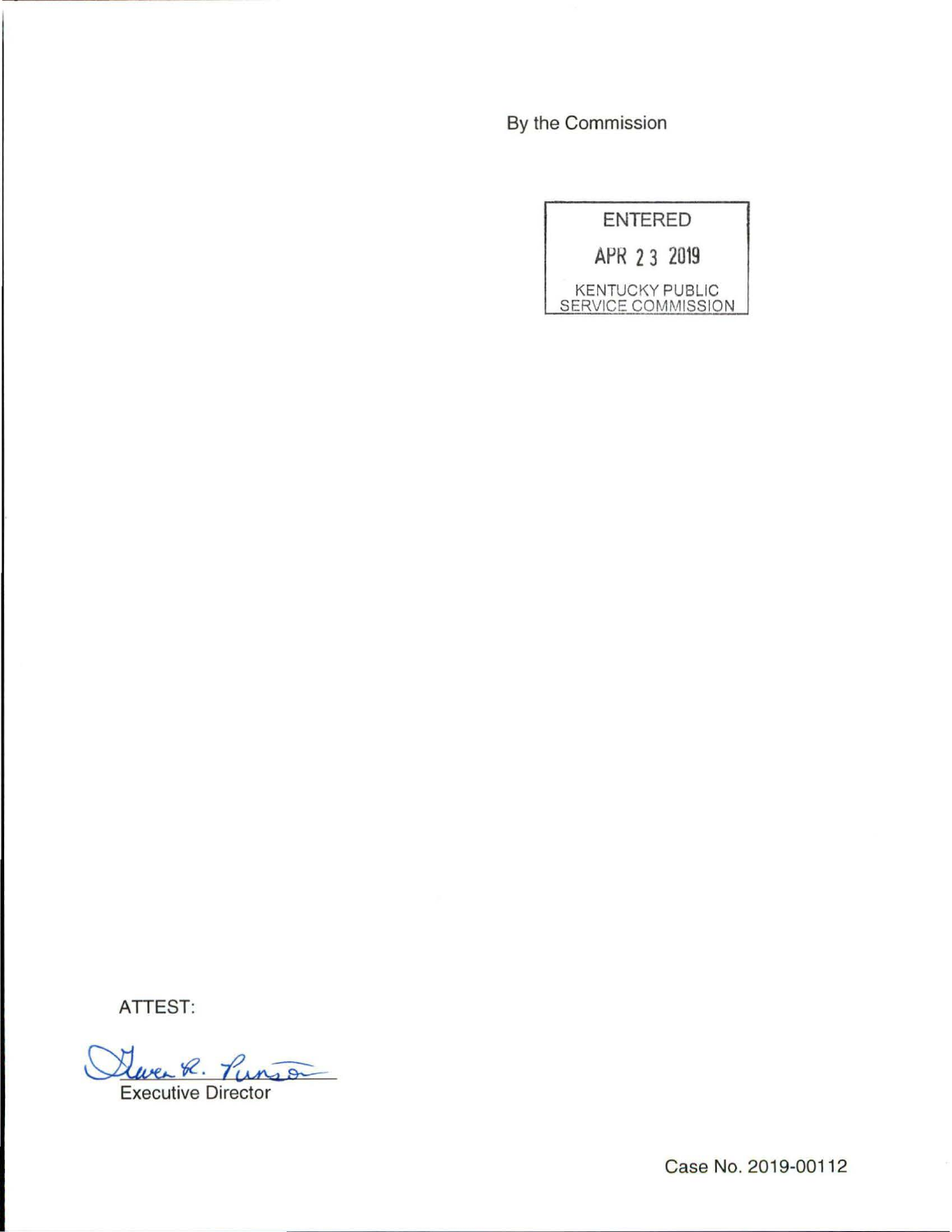By the Commission

ENTERED

APR 23 2019

KENTUCKY PUBLIC SERVICE COMMISSION

ATTEST:

Executive Director

Case No. 2019-00112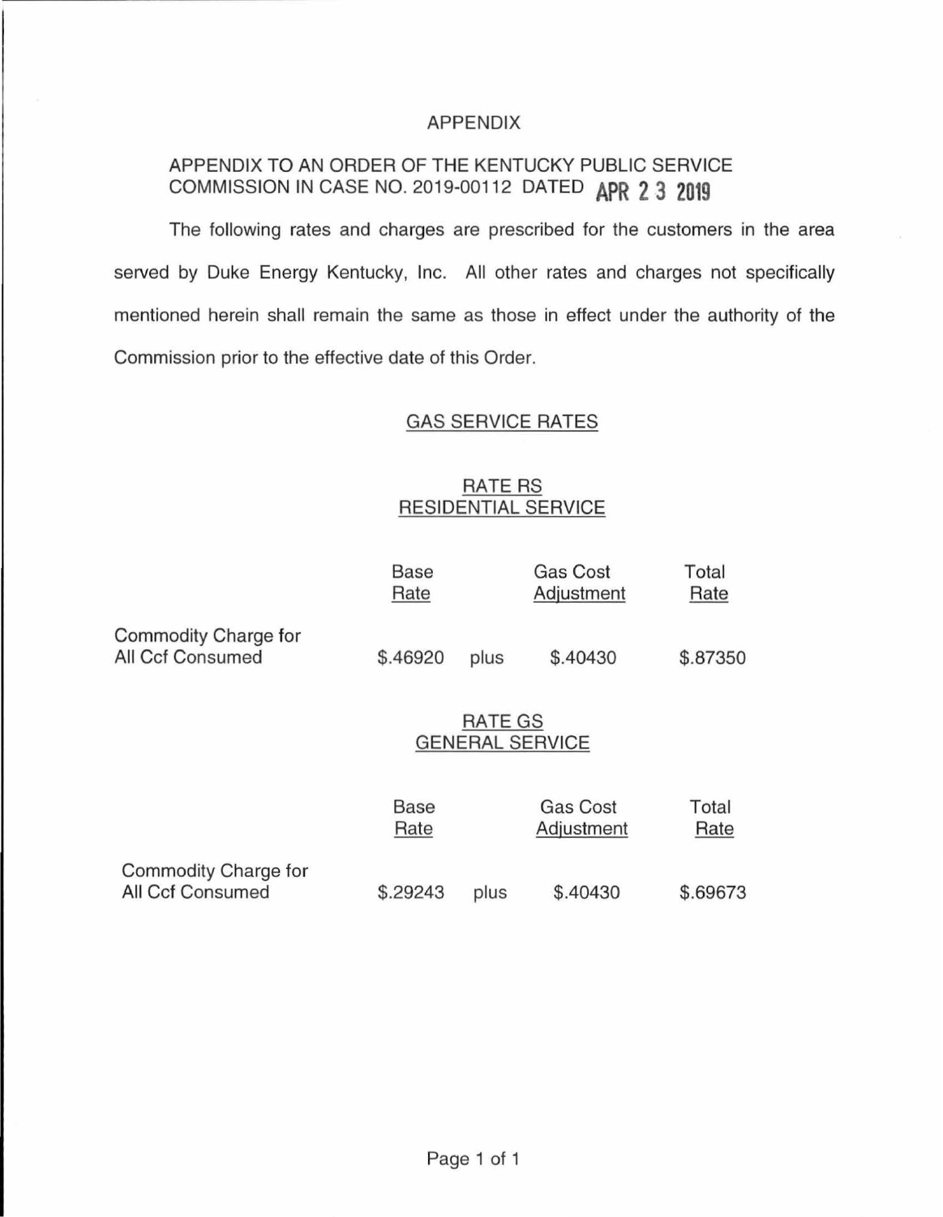# APPENDIX

APPENDIX TO AN ORDER OF THE KENTUCKY PUBLIC SERVICE COMMISSION IN CASE NO. 2019-00112 DATED APR 23 2019

The following rates and charges are prescribed for the customers in the area served by Duke Energy Kentucky, Inc. All other rates and charges not specifically mentioned herein shall remain the same as those in effect under the authority of the Commission prior to the effective date of this Order.

## GAS SERVICE RATES

### RATE RS
### RESIDENTIAL SERVICE

| | Base Rate | | Gas Cost Adjustment | Total Rate |
|---|---|---|---|---|
| Commodity Charge for All Ccf Consumed | $.46920 | plus | $.40430 | $.87350 |

### RATE GS
### GENERAL SERVICE

| | Base Rate | | Gas Cost Adjustment | Total Rate |
|---|---|---|---|---|
| Commodity Charge for All Ccf Consumed | $.29243 | plus | $.40430 | $.69673 |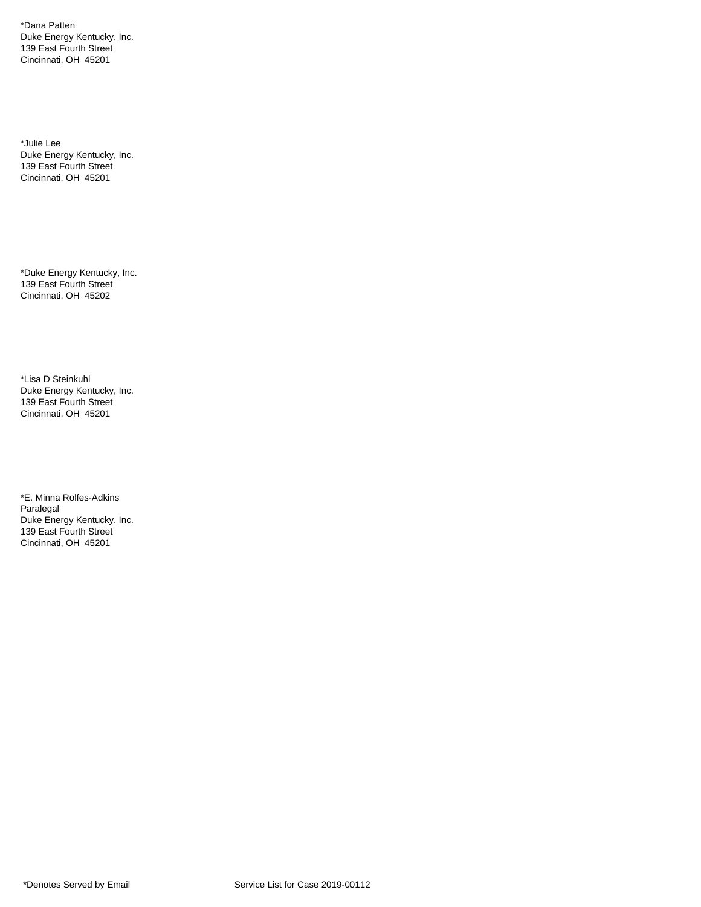*Dana Patten
Duke Energy Kentucky, Inc.
139 East Fourth Street
Cincinnati, OH  45201

*Julie Lee
Duke Energy Kentucky, Inc.
139 East Fourth Street
Cincinnati, OH  45201

*Duke Energy Kentucky, Inc.
139 East Fourth Street
Cincinnati, OH  45202

*Lisa D Steinkuhl
Duke Energy Kentucky, Inc.
139 East Fourth Street
Cincinnati, OH  45201

*E. Minna Rolfes-Adkins
Paralegal
Duke Energy Kentucky, Inc.
139 East Fourth Street
Cincinnati, OH  45201

*Denotes Served by Email

Service List for Case 2019-00112